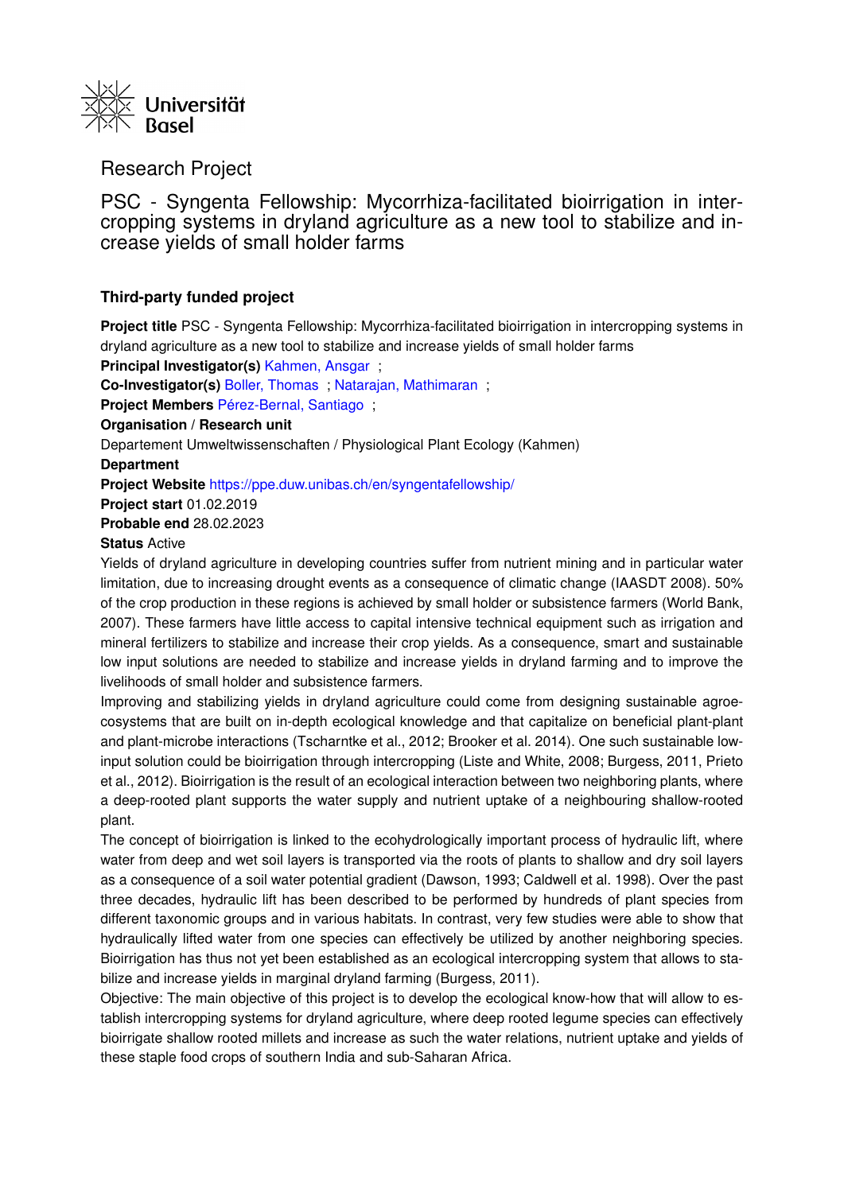Universität Basel

# Research Project

## PSC - Syngenta Fellowship: Mycorrhiza-facilitated bioirrigation in intercropping systems in dryland agriculture as a new tool to stabilize and increase yields of small holder farms

### Third-party funded project

**Project title** PSC - Syngenta Fellowship: Mycorrhiza-facilitated bioirrigation in intercropping systems in dryland agriculture as a new tool to stabilize and increase yields of small holder farms

**Principal Investigator(s)** Kahmen, Ansgar ;

**Co-Investigator(s)** Boller, Thomas ; Natarajan, Mathimaran ;

**Project Members** Pérez-Bernal, Santiago ;

**Organisation / Research unit**

Departement Umweltwissenschaften / Physiological Plant Ecology (Kahmen)

**Department**

**Project Website** https://ppe.duw.unibas.ch/en/syngentafellowship/

**Project start** 01.02.2019

**Probable end** 28.02.2023

**Status** Active

Yields of dryland agriculture in developing countries suffer from nutrient mining and in particular water limitation, due to increasing drought events as a consequence of climatic change (IAASDT 2008). 50% of the crop production in these regions is achieved by small holder or subsistence farmers (World Bank, 2007). These farmers have little access to capital intensive technical equipment such as irrigation and mineral fertilizers to stabilize and increase their crop yields. As a consequence, smart and sustainable low input solutions are needed to stabilize and increase yields in dryland farming and to improve the livelihoods of small holder and subsistence farmers.

Improving and stabilizing yields in dryland agriculture could come from designing sustainable agroecosystems that are built on in-depth ecological knowledge and that capitalize on beneficial plant-plant and plant-microbe interactions (Tscharntke et al., 2012; Brooker et al. 2014). One such sustainable low-input solution could be bioirrigation through intercropping (Liste and White, 2008; Burgess, 2011, Prieto et al., 2012). Bioirrigation is the result of an ecological interaction between two neighboring plants, where a deep-rooted plant supports the water supply and nutrient uptake of a neighbouring shallow-rooted plant.

The concept of bioirrigation is linked to the ecohydrologically important process of hydraulic lift, where water from deep and wet soil layers is transported via the roots of plants to shallow and dry soil layers as a consequence of a soil water potential gradient (Dawson, 1993; Caldwell et al. 1998). Over the past three decades, hydraulic lift has been described to be performed by hundreds of plant species from different taxonomic groups and in various habitats. In contrast, very few studies were able to show that hydraulically lifted water from one species can effectively be utilized by another neighboring species. Bioirrigation has thus not yet been established as an ecological intercropping system that allows to stabilize and increase yields in marginal dryland farming (Burgess, 2011).

Objective: The main objective of this project is to develop the ecological know-how that will allow to establish intercropping systems for dryland agriculture, where deep rooted legume species can effectively bioirrigate shallow rooted millets and increase as such the water relations, nutrient uptake and yields of these staple food crops of southern India and sub-Saharan Africa.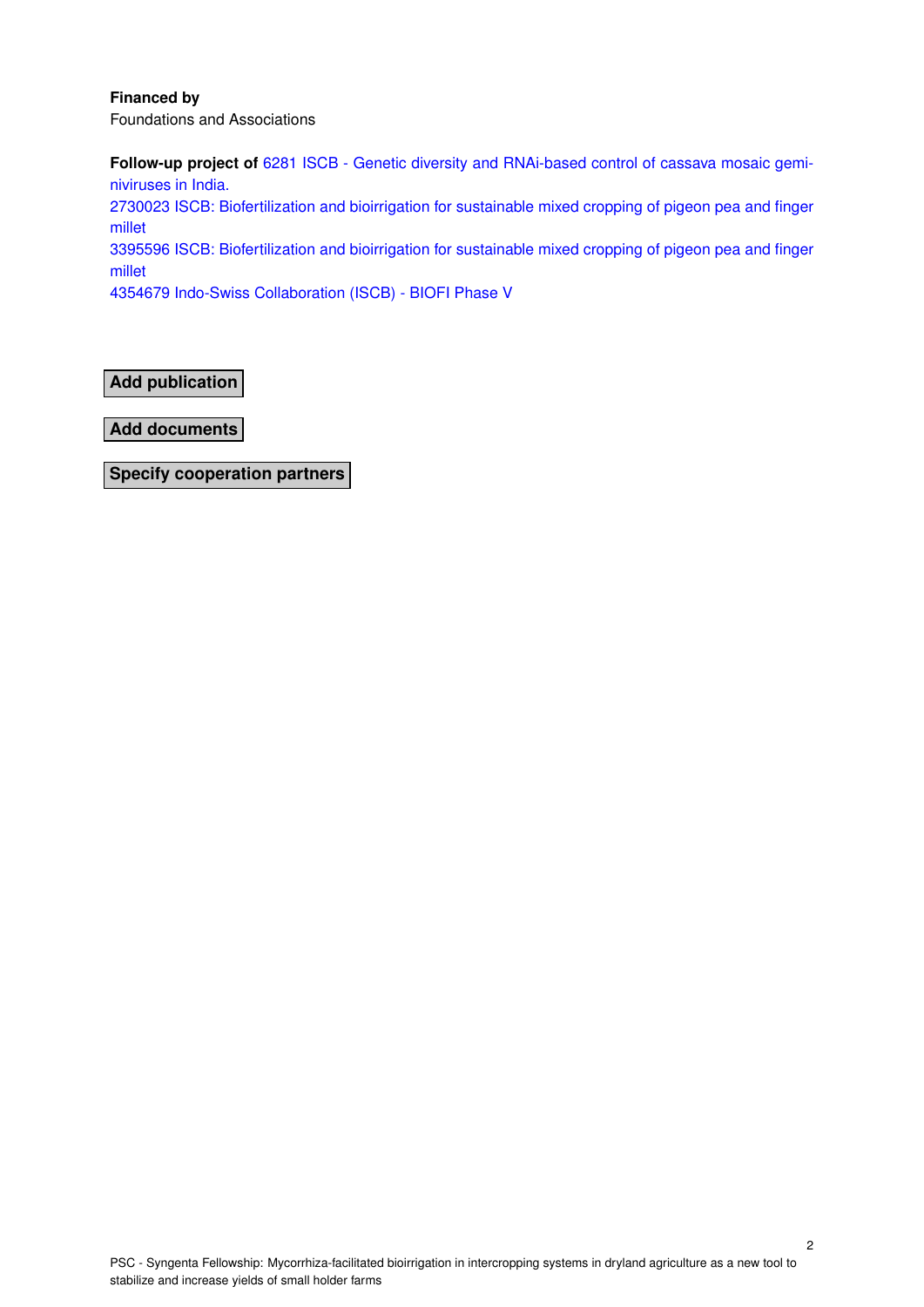**Financed by**
Foundations and Associations

**Follow-up project of** 6281 ISCB - Genetic diversity and RNAi-based control of cassava mosaic geminiviruses in India.
2730023 ISCB: Biofertilization and bioirrigation for sustainable mixed cropping of pigeon pea and finger millet
3395596 ISCB: Biofertilization and bioirrigation for sustainable mixed cropping of pigeon pea and finger millet
4354679 Indo-Swiss Collaboration (ISCB) - BIOFI Phase V

**Add publication**

**Add documents**

**Specify cooperation partners**